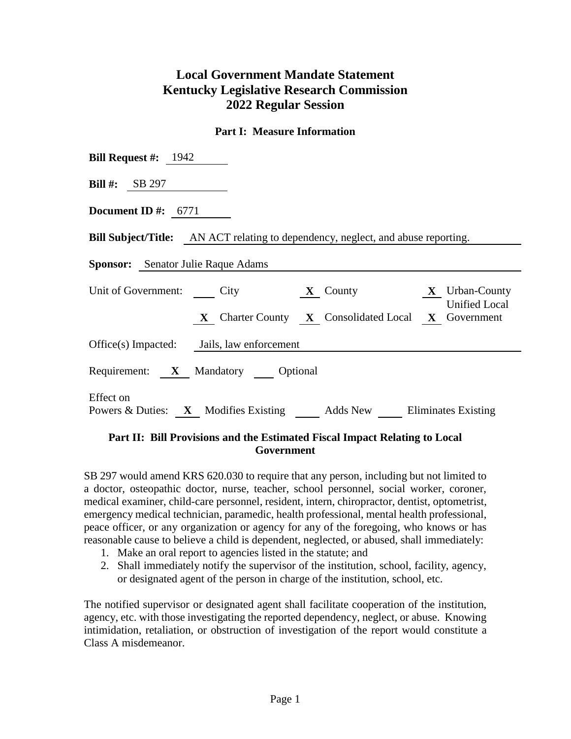# Local Government Mandate Statement
# Kentucky Legislative Research Commission
# 2022 Regular Session

### Part I: Measure Information

**Bill Request #:** 1942

**Bill #:** SB 297

**Document ID #:** 6771

**Bill Subject/Title:** AN ACT relating to dependency, neglect, and abuse reporting.

**Sponsor:** Senator Julie Raque Adams

Unit of Government: ___ City **X** County **X** Urban-County
**X** Charter County **X** Consolidated Local **X** Unified Local Government

Office(s) Impacted: Jails, law enforcement

Requirement: **X** Mandatory ___ Optional

Effect on
Powers & Duties: **X** Modifies Existing ___ Adds New ___ Eliminates Existing

### Part II: Bill Provisions and the Estimated Fiscal Impact Relating to Local Government

SB 297 would amend KRS 620.030 to require that any person, including but not limited to a doctor, osteopathic doctor, nurse, teacher, school personnel, social worker, coroner, medical examiner, child-care personnel, resident, intern, chiropractor, dentist, optometrist, emergency medical technician, paramedic, health professional, mental health professional, peace officer, or any organization or agency for any of the foregoing, who knows or has reasonable cause to believe a child is dependent, neglected, or abused, shall immediately:

1. Make an oral report to agencies listed in the statute; and
2. Shall immediately notify the supervisor of the institution, school, facility, agency, or designated agent of the person in charge of the institution, school, etc.

The notified supervisor or designated agent shall facilitate cooperation of the institution, agency, etc. with those investigating the reported dependency, neglect, or abuse. Knowing intimidation, retaliation, or obstruction of investigation of the report would constitute a Class A misdemeanor.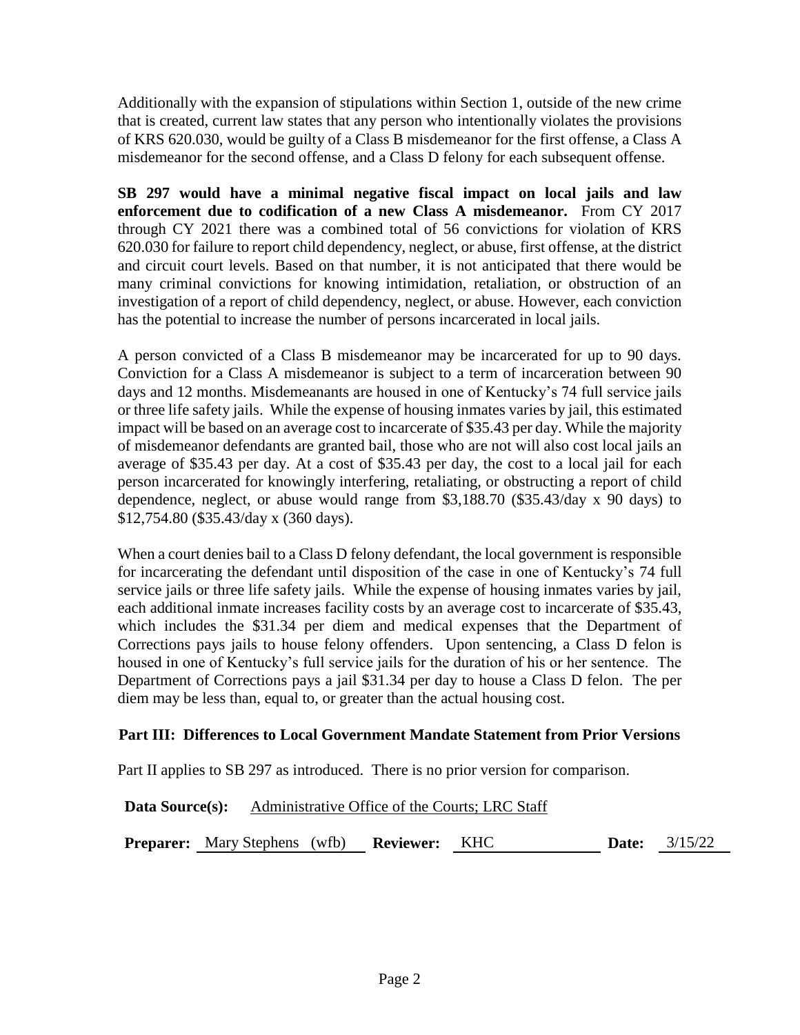Additionally with the expansion of stipulations within Section 1, outside of the new crime that is created, current law states that any person who intentionally violates the provisions of KRS 620.030, would be guilty of a Class B misdemeanor for the first offense, a Class A misdemeanor for the second offense, and a Class D felony for each subsequent offense.

**SB 297 would have a minimal negative fiscal impact on local jails and law enforcement due to codification of a new Class A misdemeanor.** From CY 2017 through CY 2021 there was a combined total of 56 convictions for violation of KRS 620.030 for failure to report child dependency, neglect, or abuse, first offense, at the district and circuit court levels. Based on that number, it is not anticipated that there would be many criminal convictions for knowing intimidation, retaliation, or obstruction of an investigation of a report of child dependency, neglect, or abuse. However, each conviction has the potential to increase the number of persons incarcerated in local jails.

A person convicted of a Class B misdemeanor may be incarcerated for up to 90 days. Conviction for a Class A misdemeanor is subject to a term of incarceration between 90 days and 12 months. Misdemeanants are housed in one of Kentucky's 74 full service jails or three life safety jails. While the expense of housing inmates varies by jail, this estimated impact will be based on an average cost to incarcerate of $35.43 per day. While the majority of misdemeanor defendants are granted bail, those who are not will also cost local jails an average of $35.43 per day. At a cost of $35.43 per day, the cost to a local jail for each person incarcerated for knowingly interfering, retaliating, or obstructing a report of child dependence, neglect, or abuse would range from $3,188.70 ($35.43/day x 90 days) to $12,754.80 ($35.43/day x (360 days).

When a court denies bail to a Class D felony defendant, the local government is responsible for incarcerating the defendant until disposition of the case in one of Kentucky's 74 full service jails or three life safety jails. While the expense of housing inmates varies by jail, each additional inmate increases facility costs by an average cost to incarcerate of $35.43, which includes the $31.34 per diem and medical expenses that the Department of Corrections pays jails to house felony offenders. Upon sentencing, a Class D felon is housed in one of Kentucky's full service jails for the duration of his or her sentence. The Department of Corrections pays a jail $31.34 per day to house a Class D felon. The per diem may be less than, equal to, or greater than the actual housing cost.

**Part III: Differences to Local Government Mandate Statement from Prior Versions**

Part II applies to SB 297 as introduced. There is no prior version for comparison.

**Data Source(s):** Administrative Office of the Courts; LRC Staff

**Preparer:** Mary Stephens (wfb) **Reviewer:** KHC **Date:** 3/15/22